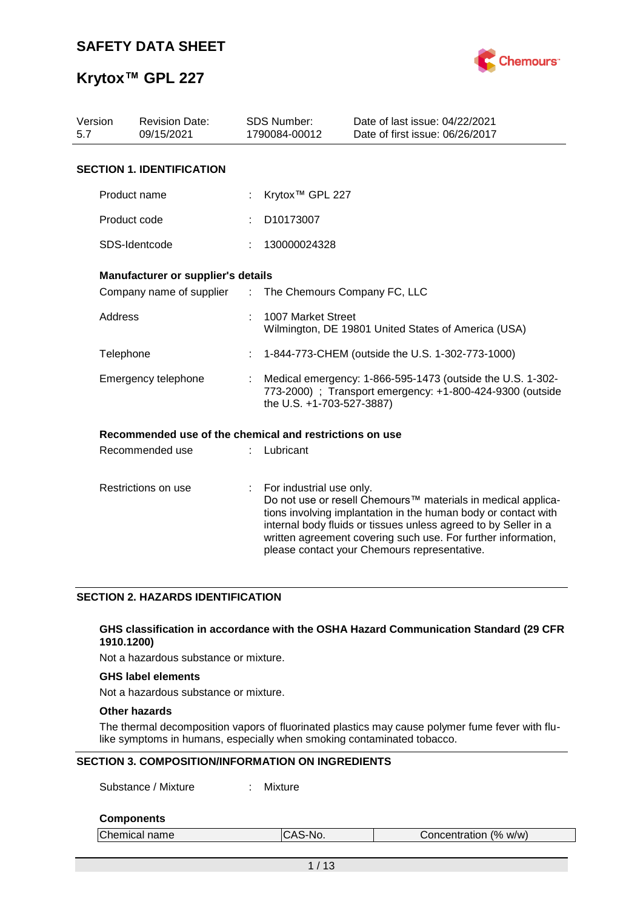# SAFETY DATA SHEET

# Krytox™ GPL 227

| Version | Revision Date: | SDS Number: | Date of last issue: 04/22/2021 |
|---|---|---|---|
| 5.7 | 09/15/2021 | 1790084-00012 | Date of first issue: 06/26/2017 |

## SECTION 1. IDENTIFICATION

Product name : Krytox™ GPL 227

Product code : D10173007

SDS-Identcode : 130000024328

**Manufacturer or supplier's details**

Company name of supplier : The Chemours Company FC, LLC

Address : 1007 Market Street
Wilmington, DE 19801 United States of America (USA)

Telephone : 1-844-773-CHEM (outside the U.S. 1-302-773-1000)

Emergency telephone : Medical emergency: 1-866-595-1473 (outside the U.S. 1-302-773-2000) ; Transport emergency: +1-800-424-9300 (outside the U.S. +1-703-527-3887)

**Recommended use of the chemical and restrictions on use**

Recommended use : Lubricant

Restrictions on use : For industrial use only.
Do not use or resell Chemours™ materials in medical applications involving implantation in the human body or contact with internal body fluids or tissues unless agreed to by Seller in a written agreement covering such use. For further information, please contact your Chemours representative.

## SECTION 2. HAZARDS IDENTIFICATION

**GHS classification in accordance with the OSHA Hazard Communication Standard (29 CFR 1910.1200)**

Not a hazardous substance or mixture.

**GHS label elements**

Not a hazardous substance or mixture.

**Other hazards**

The thermal decomposition vapors of fluorinated plastics may cause polymer fume fever with flu-like symptoms in humans, especially when smoking contaminated tobacco.

## SECTION 3. COMPOSITION/INFORMATION ON INGREDIENTS

Substance / Mixture : Mixture

**Components**

| Chemical name | CAS-No. | Concentration (% w/w) |
|---|---|---|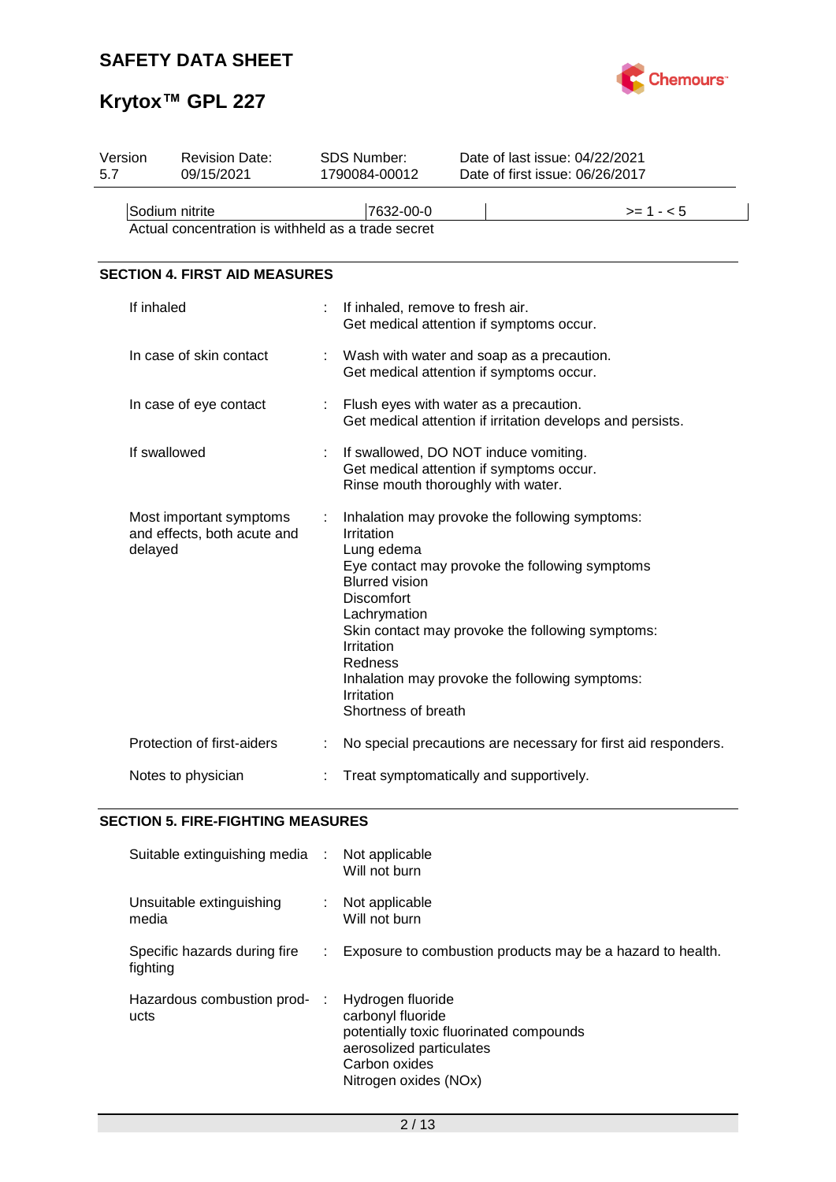| Sodium nitrite | 7632-00-0 | | >= 1 - < 5 |
|---|---|---|---|

Actual concentration is withheld as a trade secret

## SECTION 4. FIRST AID MEASURES

| | | |
|---|---|---|
| If inhaled | : | If inhaled, remove to fresh air.<br>Get medical attention if symptoms occur. |
| In case of skin contact | : | Wash with water and soap as a precaution.<br>Get medical attention if symptoms occur. |
| In case of eye contact | : | Flush eyes with water as a precaution.<br>Get medical attention if irritation develops and persists. |
| If swallowed | : | If swallowed, DO NOT induce vomiting.<br>Get medical attention if symptoms occur.<br>Rinse mouth thoroughly with water. |
| Most important symptoms and effects, both acute and delayed | : | Inhalation may provoke the following symptoms:<br>Irritation<br>Lung edema<br>Eye contact may provoke the following symptoms<br>Blurred vision<br>Discomfort<br>Lachrymation<br>Skin contact may provoke the following symptoms:<br>Irritation<br>Redness<br>Inhalation may provoke the following symptoms:<br>Irritation<br>Shortness of breath |
| Protection of first-aiders | : | No special precautions are necessary for first aid responders. |
| Notes to physician | : | Treat symptomatically and supportively. |

## SECTION 5. FIRE-FIGHTING MEASURES

| | | |
|---|---|---|
| Suitable extinguishing media | : | Not applicable<br>Will not burn |
| Unsuitable extinguishing media | : | Not applicable<br>Will not burn |
| Specific hazards during fire fighting | : | Exposure to combustion products may be a hazard to health. |
| Hazardous combustion products | : | Hydrogen fluoride<br>carbonyl fluoride<br>potentially toxic fluorinated compounds<br>aerosolized particulates<br>Carbon oxides<br>Nitrogen oxides (NOx) |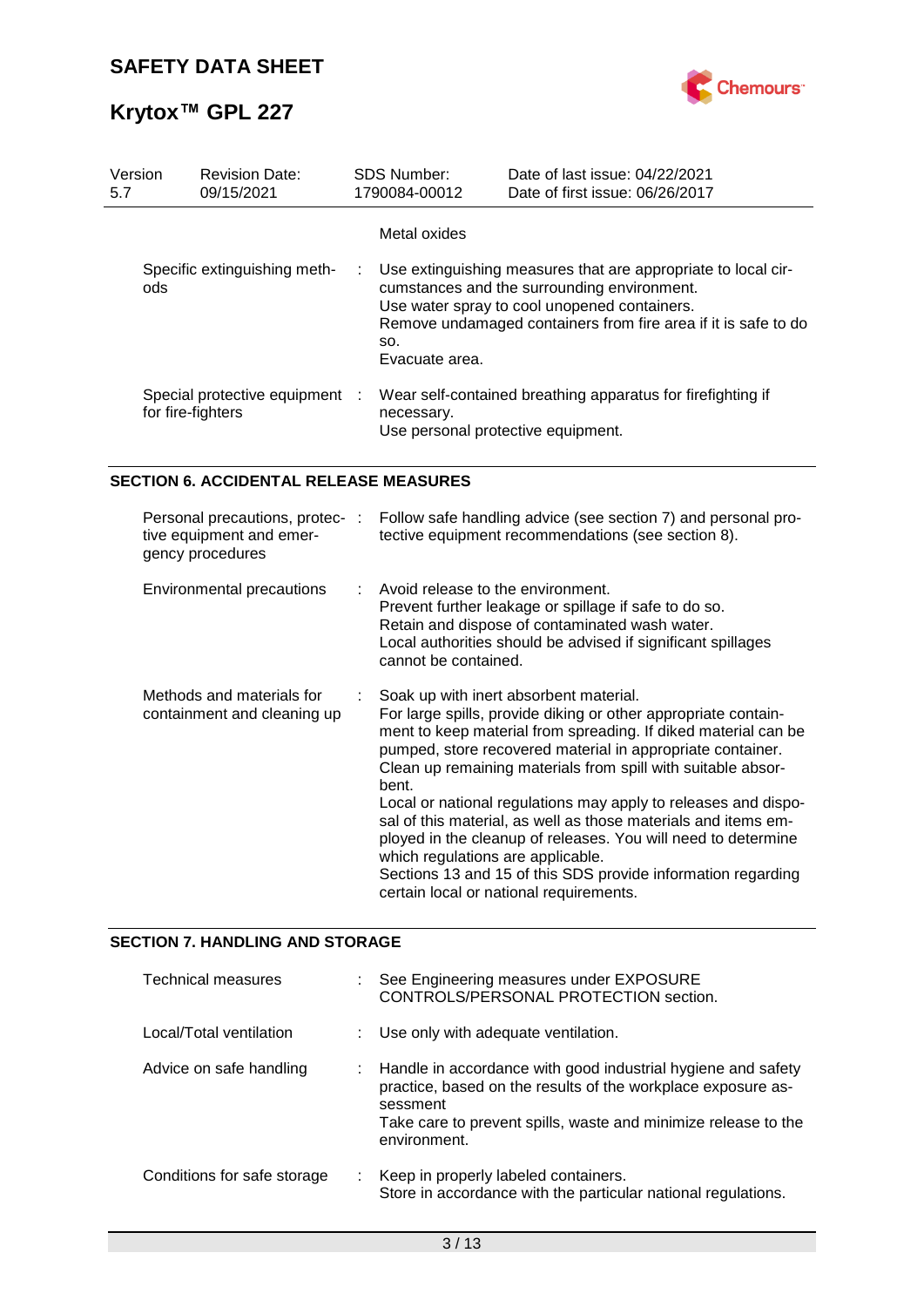| | |
|---|---|
| | Metal oxides |
| Specific extinguishing methods | : Use extinguishing measures that are appropriate to local circumstances and the surrounding environment.<br>Use water spray to cool unopened containers.<br>Remove undamaged containers from fire area if it is safe to do so.<br>Evacuate area. |
| Special protective equipment for fire-fighters | : Wear self-contained breathing apparatus for firefighting if necessary.<br>Use personal protective equipment. |

## SECTION 6. ACCIDENTAL RELEASE MEASURES

| | |
|---|---|
| Personal precautions, protective equipment and emergency procedures | : Follow safe handling advice (see section 7) and personal protective equipment recommendations (see section 8). |
| Environmental precautions | : Avoid release to the environment.<br>Prevent further leakage or spillage if safe to do so.<br>Retain and dispose of contaminated wash water.<br>Local authorities should be advised if significant spillages cannot be contained. |
| Methods and materials for containment and cleaning up | : Soak up with inert absorbent material.<br>For large spills, provide diking or other appropriate containment to keep material from spreading. If diked material can be pumped, store recovered material in appropriate container.<br>Clean up remaining materials from spill with suitable absorbent.<br>Local or national regulations may apply to releases and disposal of this material, as well as those materials and items employed in the cleanup of releases. You will need to determine which regulations are applicable.<br>Sections 13 and 15 of this SDS provide information regarding certain local or national requirements. |

## SECTION 7. HANDLING AND STORAGE

| | |
|---|---|
| Technical measures | : See Engineering measures under EXPOSURE CONTROLS/PERSONAL PROTECTION section. |
| Local/Total ventilation | : Use only with adequate ventilation. |
| Advice on safe handling | : Handle in accordance with good industrial hygiene and safety practice, based on the results of the workplace exposure assessment<br>Take care to prevent spills, waste and minimize release to the environment. |
| Conditions for safe storage | : Keep in properly labeled containers.<br>Store in accordance with the particular national regulations. |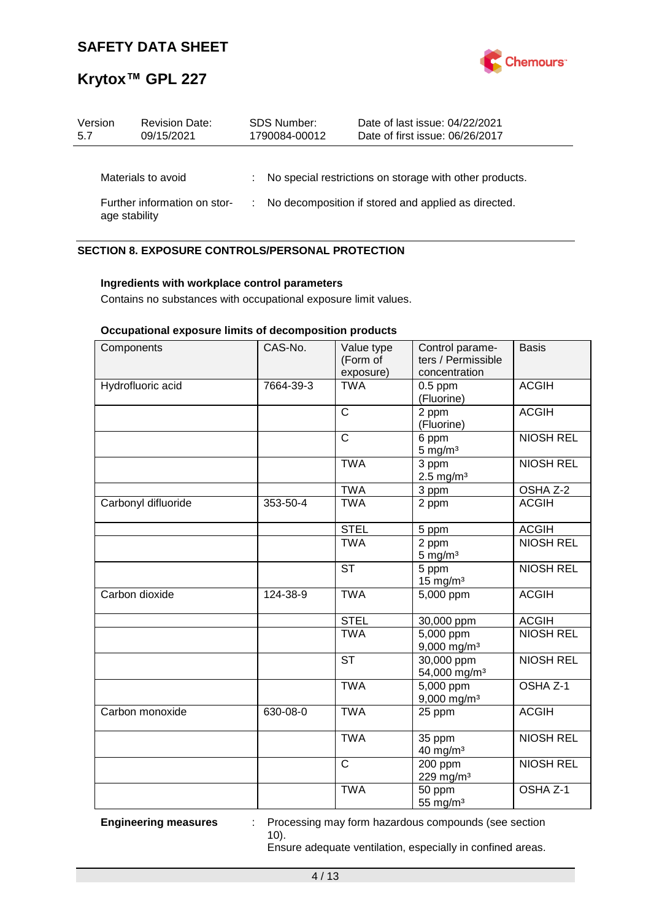| | |
|---|---|
| Materials to avoid | : No special restrictions on storage with other products. |
| Further information on storage stability | : No decomposition if stored and applied as directed. |

## SECTION 8. EXPOSURE CONTROLS/PERSONAL PROTECTION

**Ingredients with workplace control parameters**

Contains no substances with occupational exposure limit values.

**Occupational exposure limits of decomposition products**

| Components | CAS-No. | Value type (Form of exposure) | Control parameters / Permissible concentration | Basis |
|---|---|---|---|---|
| Hydrofluoric acid | 7664-39-3 | TWA | 0.5 ppm (Fluorine) | ACGIH |
| | | C | 2 ppm (Fluorine) | ACGIH |
| | | C | 6 ppm 5 mg/m³ | NIOSH REL |
| | | TWA | 3 ppm 2.5 mg/m³ | NIOSH REL |
| | | TWA | 3 ppm | OSHA Z-2 |
| Carbonyl difluoride | 353-50-4 | TWA | 2 ppm | ACGIH |
| | | STEL | 5 ppm | ACGIH |
| | | TWA | 2 ppm 5 mg/m³ | NIOSH REL |
| | | ST | 5 ppm 15 mg/m³ | NIOSH REL |
| Carbon dioxide | 124-38-9 | TWA | 5,000 ppm | ACGIH |
| | | STEL | 30,000 ppm | ACGIH |
| | | TWA | 5,000 ppm 9,000 mg/m³ | NIOSH REL |
| | | ST | 30,000 ppm 54,000 mg/m³ | NIOSH REL |
| | | TWA | 5,000 ppm 9,000 mg/m³ | OSHA Z-1 |
| Carbon monoxide | 630-08-0 | TWA | 25 ppm | ACGIH |
| | | TWA | 35 ppm 40 mg/m³ | NIOSH REL |
| | | C | 200 ppm 229 mg/m³ | NIOSH REL |
| | | TWA | 50 ppm 55 mg/m³ | OSHA Z-1 |

**Engineering measures** : Processing may form hazardous compounds (see section 10).
Ensure adequate ventilation, especially in confined areas.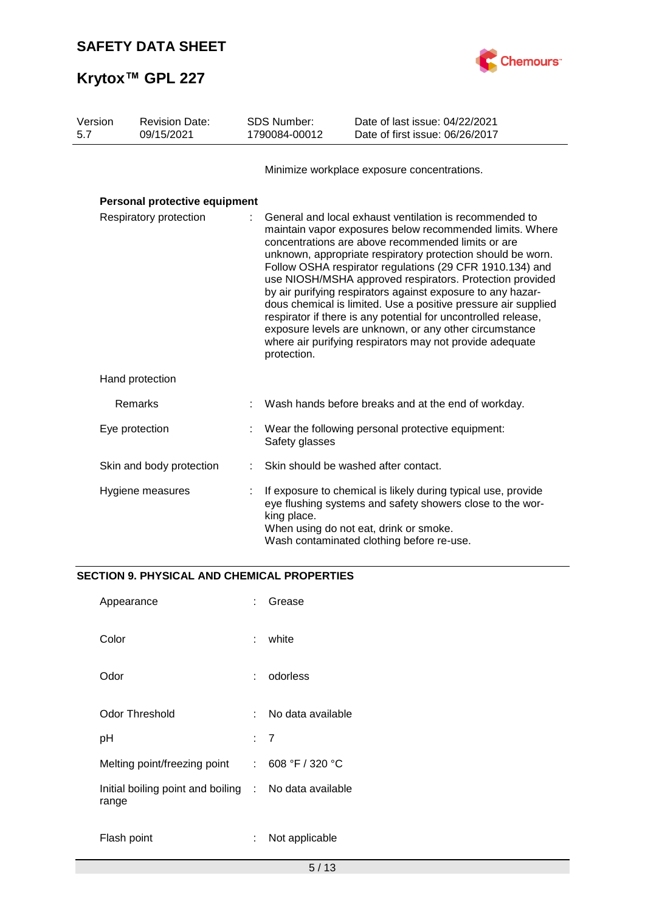Minimize workplace exposure concentrations.

**Personal protective equipment**

| | |
|---|---|
| Respiratory protection | General and local exhaust ventilation is recommended to maintain vapor exposures below recommended limits. Where concentrations are above recommended limits or are unknown, appropriate respiratory protection should be worn. Follow OSHA respirator regulations (29 CFR 1910.134) and use NIOSH/MSHA approved respirators. Protection provided by air purifying respirators against exposure to any hazardous chemical is limited. Use a positive pressure air supplied respirator if there is any potential for uncontrolled release, exposure levels are unknown, or any other circumstance where air purifying respirators may not provide adequate protection. |
| Hand protection | |
| Remarks | Wash hands before breaks and at the end of workday. |
| Eye protection | Wear the following personal protective equipment: Safety glasses |
| Skin and body protection | Skin should be washed after contact. |
| Hygiene measures | If exposure to chemical is likely during typical use, provide eye flushing systems and safety showers close to the working place. When using do not eat, drink or smoke. Wash contaminated clothing before re-use. |

## SECTION 9. PHYSICAL AND CHEMICAL PROPERTIES

| | |
|---|---|
| Appearance | Grease |
| Color | white |
| Odor | odorless |
| Odor Threshold | No data available |
| pH | 7 |
| Melting point/freezing point | 608 °F / 320 °C |
| Initial boiling point and boiling range | No data available |
| Flash point | Not applicable |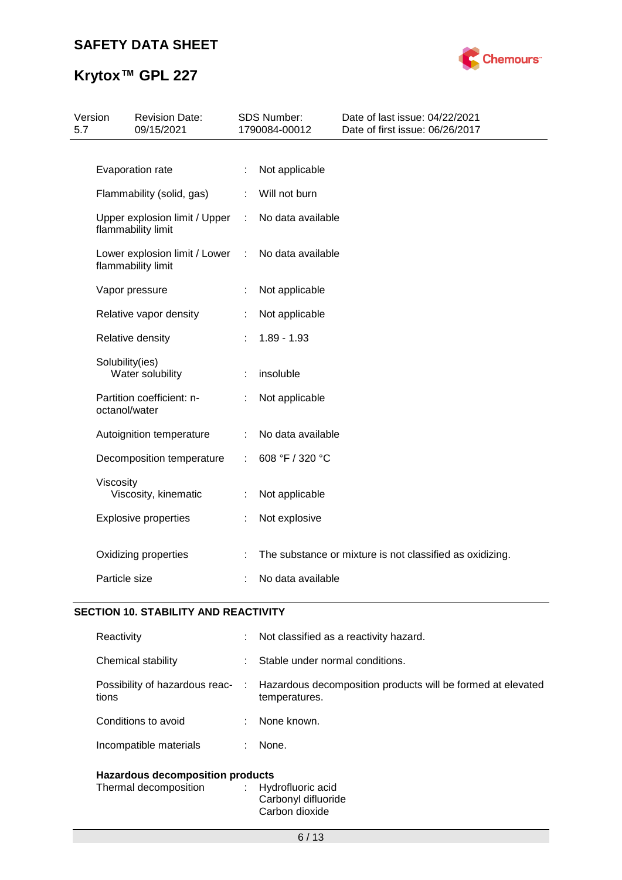| | | |
|---|---|---|
| Evaporation rate | : | Not applicable |
| Flammability (solid, gas) | : | Will not burn |
| Upper explosion limit / Upper flammability limit | : | No data available |
| Lower explosion limit / Lower flammability limit | : | No data available |
| Vapor pressure | : | Not applicable |
| Relative vapor density | : | Not applicable |
| Relative density | : | 1.89 - 1.93 |
| Solubility(ies) Water solubility | : | insoluble |
| Partition coefficient: n-octanol/water | : | Not applicable |
| Autoignition temperature | : | No data available |
| Decomposition temperature | : | 608 °F / 320 °C |
| Viscosity Viscosity, kinematic | : | Not applicable |
| Explosive properties | : | Not explosive |
| Oxidizing properties | : | The substance or mixture is not classified as oxidizing. |
| Particle size | : | No data available |

## SECTION 10. STABILITY AND REACTIVITY

| | | |
|---|---|---|
| Reactivity | : | Not classified as a reactivity hazard. |
| Chemical stability | : | Stable under normal conditions. |
| Possibility of hazardous reactions | : | Hazardous decomposition products will be formed at elevated temperatures. |
| Conditions to avoid | : | None known. |
| Incompatible materials | : | None. |

**Hazardous decomposition products**

| | | |
|---|---|---|
| Thermal decomposition | : | Hydrofluoric acid<br>Carbonyl difluoride<br>Carbon dioxide |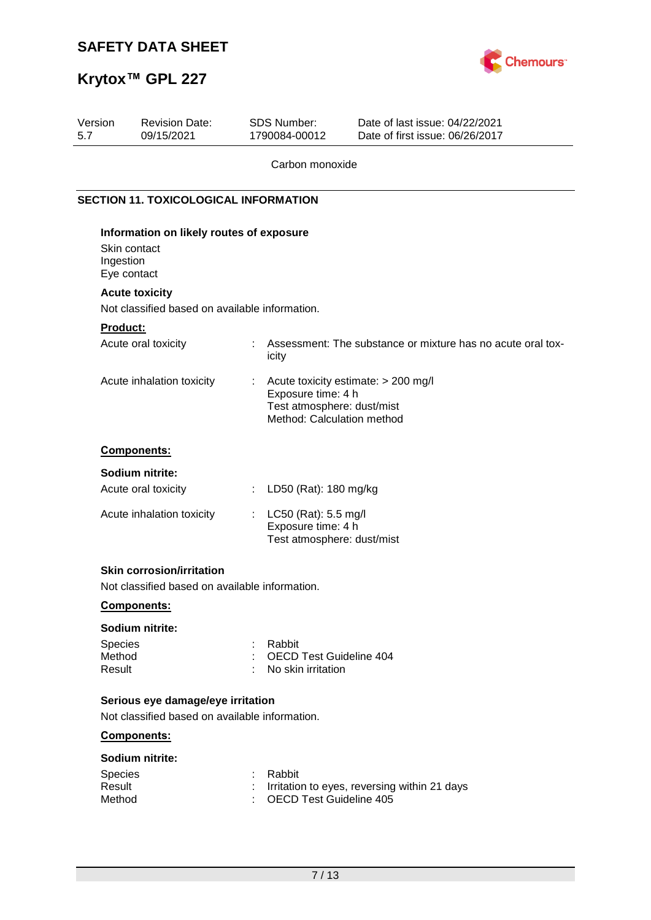Carbon monoxide

## SECTION 11. TOXICOLOGICAL INFORMATION

**Information on likely routes of exposure**

Skin contact
Ingestion
Eye contact

**Acute toxicity**

Not classified based on available information.

**Product:**

| | | |
|---|---|---|
| Acute oral toxicity | : | Assessment: The substance or mixture has no acute oral toxicity |
| Acute inhalation toxicity | : | Acute toxicity estimate: > 200 mg/l<br>Exposure time: 4 h<br>Test atmosphere: dust/mist<br>Method: Calculation method |

**Components:**

**Sodium nitrite:**

| | | |
|---|---|---|
| Acute oral toxicity | : | LD50 (Rat): 180 mg/kg |
| Acute inhalation toxicity | : | LC50 (Rat): 5.5 mg/l<br>Exposure time: 4 h<br>Test atmosphere: dust/mist |

**Skin corrosion/irritation**

Not classified based on available information.

**Components:**

**Sodium nitrite:**

| | | |
|---|---|---|
| Species | : | Rabbit |
| Method | : | OECD Test Guideline 404 |
| Result | : | No skin irritation |

**Serious eye damage/eye irritation**

Not classified based on available information.

**Components:**

**Sodium nitrite:**

| | | |
|---|---|---|
| Species | : | Rabbit |
| Result | : | Irritation to eyes, reversing within 21 days |
| Method | : | OECD Test Guideline 405 |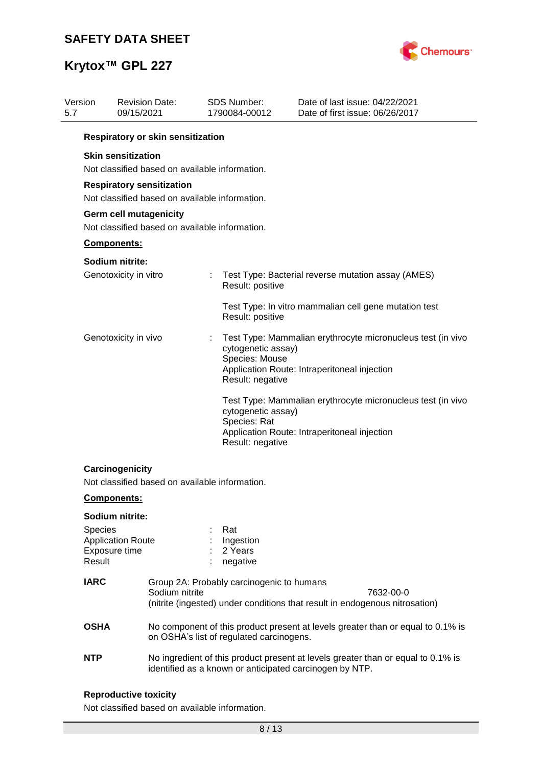**Respiratory or skin sensitization**

**Skin sensitization**

Not classified based on available information.

**Respiratory sensitization**

Not classified based on available information.

**Germ cell mutagenicity**

Not classified based on available information.

**<u>Components:</u>**

**Sodium nitrite:**

Genotoxicity in vitro : Test Type: Bacterial reverse mutation assay (AMES)
Result: positive

Test Type: In vitro mammalian cell gene mutation test
Result: positive

Genotoxicity in vivo : Test Type: Mammalian erythrocyte micronucleus test (in vivo cytogenetic assay)
Species: Mouse
Application Route: Intraperitoneal injection
Result: negative

Test Type: Mammalian erythrocyte micronucleus test (in vivo cytogenetic assay)
Species: Rat
Application Route: Intraperitoneal injection
Result: negative

**Carcinogenicity**

Not classified based on available information.

**<u>Components:</u>**

**Sodium nitrite:**

Species : Rat
Application Route : Ingestion
Exposure time : 2 Years
Result : negative

**IARC** Group 2A: Probably carcinogenic to humans
Sodium nitrite 7632-00-0
(nitrite (ingested) under conditions that result in endogenous nitrosation)

**OSHA** No component of this product present at levels greater than or equal to 0.1% is on OSHA's list of regulated carcinogens.

**NTP** No ingredient of this product present at levels greater than or equal to 0.1% is identified as a known or anticipated carcinogen by NTP.

**Reproductive toxicity**

Not classified based on available information.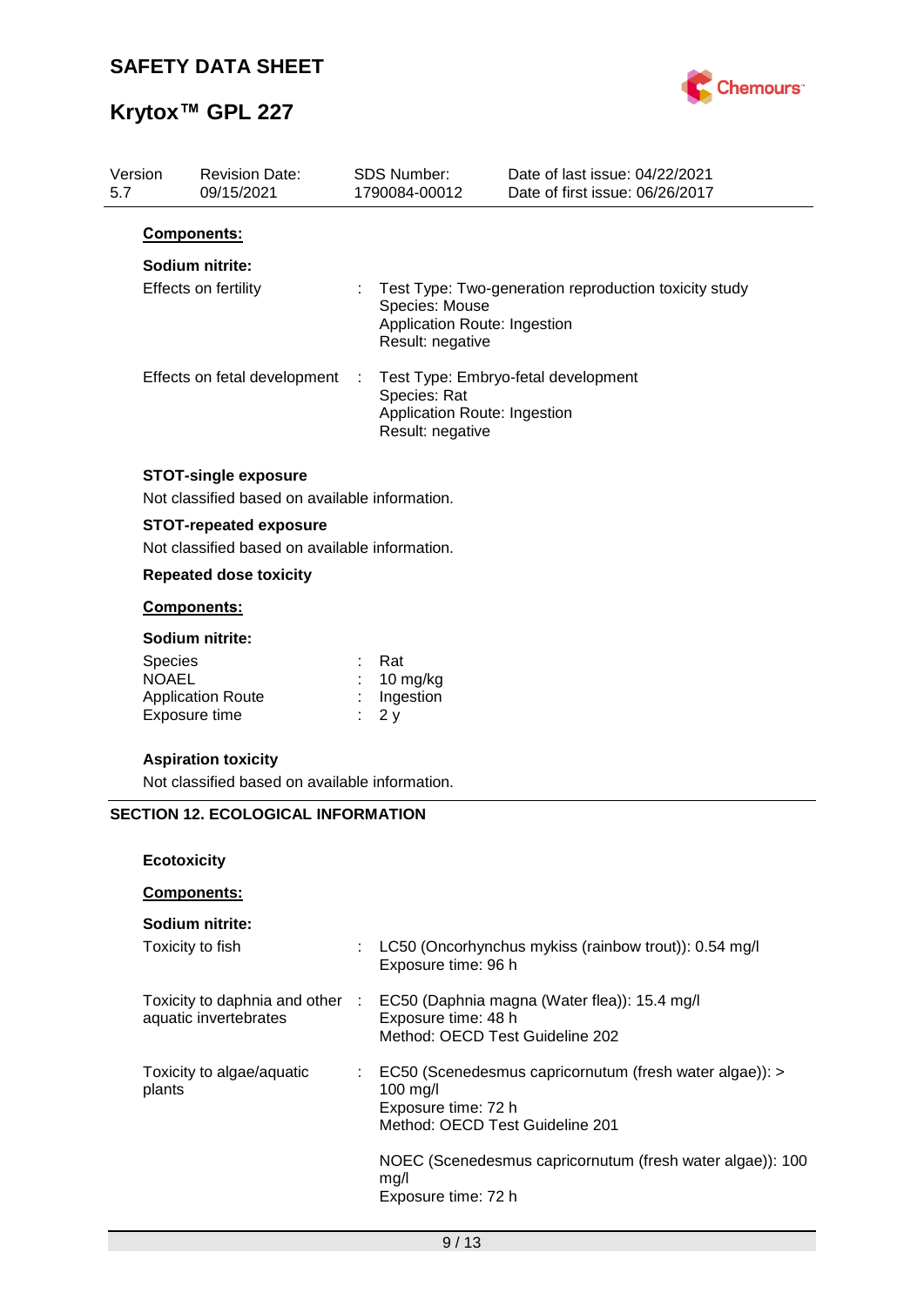**Components:**

**Sodium nitrite:**

Effects on fertility : Test Type: Two-generation reproduction toxicity study
Species: Mouse
Application Route: Ingestion
Result: negative

Effects on fetal development : Test Type: Embryo-fetal development
Species: Rat
Application Route: Ingestion
Result: negative

**STOT-single exposure**

Not classified based on available information.

**STOT-repeated exposure**

Not classified based on available information.

**Repeated dose toxicity**

**Components:**

**Sodium nitrite:**

Species : Rat
NOAEL : 10 mg/kg
Application Route : Ingestion
Exposure time : 2 y

**Aspiration toxicity**

Not classified based on available information.

## SECTION 12. ECOLOGICAL INFORMATION

**Ecotoxicity**

**Components:**

**Sodium nitrite:**

Toxicity to fish : LC50 (Oncorhynchus mykiss (rainbow trout)): 0.54 mg/l
Exposure time: 96 h

Toxicity to daphnia and other aquatic invertebrates : EC50 (Daphnia magna (Water flea)): 15.4 mg/l
Exposure time: 48 h
Method: OECD Test Guideline 202

Toxicity to algae/aquatic plants : EC50 (Scenedesmus capricornutum (fresh water algae)): > 100 mg/l
Exposure time: 72 h
Method: OECD Test Guideline 201

NOEC (Scenedesmus capricornutum (fresh water algae)): 100 mg/l
Exposure time: 72 h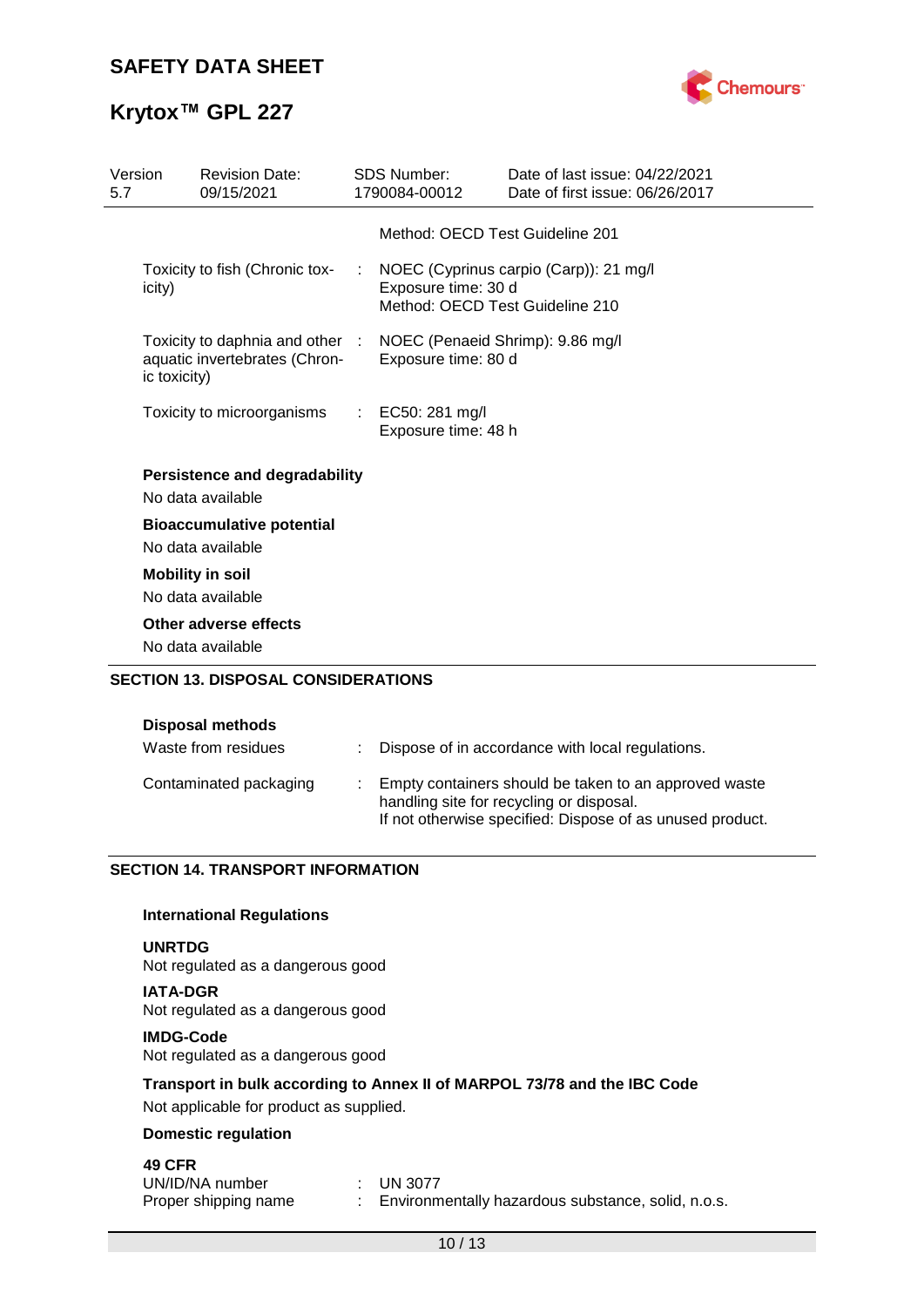Method: OECD Test Guideline 201

| | | |
|---|---|---|
| Toxicity to fish (Chronic toxicity) | : | NOEC (Cyprinus carpio (Carp)): 21 mg/l<br>Exposure time: 30 d<br>Method: OECD Test Guideline 210 |
| Toxicity to daphnia and other aquatic invertebrates (Chronic toxicity) | : | NOEC (Penaeid Shrimp): 9.86 mg/l<br>Exposure time: 80 d |
| Toxicity to microorganisms | : | EC50: 281 mg/l<br>Exposure time: 48 h |

**Persistence and degradability**

No data available

**Bioaccumulative potential**

No data available

**Mobility in soil**

No data available

**Other adverse effects**

No data available

## SECTION 13. DISPOSAL CONSIDERATIONS

**Disposal methods**

| | | |
|---|---|---|
| Waste from residues | : | Dispose of in accordance with local regulations. |
| Contaminated packaging | : | Empty containers should be taken to an approved waste handling site for recycling or disposal.<br>If not otherwise specified: Dispose of as unused product. |

## SECTION 14. TRANSPORT INFORMATION

**International Regulations**

**UNRTDG**

Not regulated as a dangerous good

**IATA-DGR**

Not regulated as a dangerous good

**IMDG-Code**

Not regulated as a dangerous good

**Transport in bulk according to Annex II of MARPOL 73/78 and the IBC Code**

Not applicable for product as supplied.

**Domestic regulation**

**49 CFR**

| | | |
|---|---|---|
| UN/ID/NA number | : | UN 3077 |
| Proper shipping name | : | Environmentally hazardous substance, solid, n.o.s. |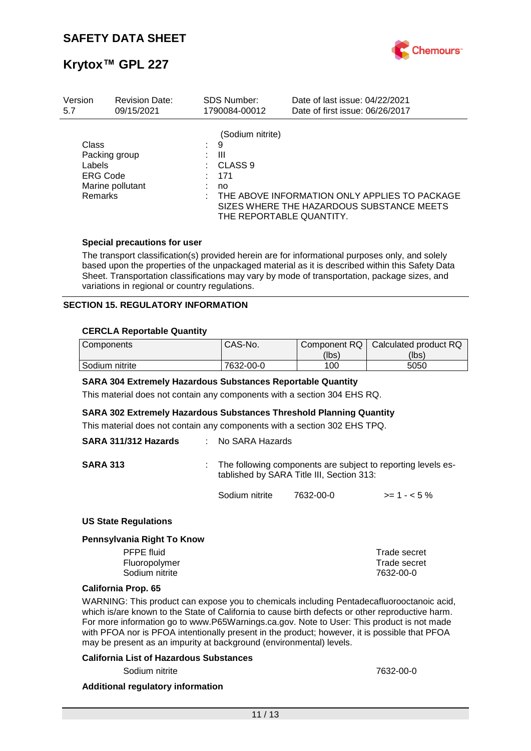| Version | Revision Date: | SDS Number: | Date of last issue: 04/22/2021 |
| --- | --- | --- | --- |
| 5.7 | 09/15/2021 | 1790084-00012 | Date of first issue: 06/26/2017 |

(Sodium nitrite)

Class : 9

Packing group : III

Labels : CLASS 9

ERG Code : 171

Marine pollutant : no

Remarks : THE ABOVE INFORMATION ONLY APPLIES TO PACKAGE SIZES WHERE THE HAZARDOUS SUBSTANCE MEETS THE REPORTABLE QUANTITY.

**Special precautions for user**

The transport classification(s) provided herein are for informational purposes only, and solely based upon the properties of the unpackaged material as it is described within this Safety Data Sheet. Transportation classifications may vary by mode of transportation, package sizes, and variations in regional or country regulations.

## SECTION 15. REGULATORY INFORMATION

**CERCLA Reportable Quantity**

| Components | CAS-No. | Component RQ (lbs) | Calculated product RQ (lbs) |
| --- | --- | --- | --- |
| Sodium nitrite | 7632-00-0 | 100 | 5050 |

**SARA 304 Extremely Hazardous Substances Reportable Quantity**

This material does not contain any components with a section 304 EHS RQ.

**SARA 302 Extremely Hazardous Substances Threshold Planning Quantity**

This material does not contain any components with a section 302 EHS TPQ.

**SARA 311/312 Hazards** : No SARA Hazards

**SARA 313** : The following components are subject to reporting levels established by SARA Title III, Section 313:

| | | |
| --- | --- | --- |
| Sodium nitrite | 7632-00-0 | >= 1 - < 5 % |

**US State Regulations**

**Pennsylvania Right To Know**

| | |
| --- | --- |
| PFPE fluid | Trade secret |
| Fluoropolymer | Trade secret |
| Sodium nitrite | 7632-00-0 |

**California Prop. 65**

WARNING: This product can expose you to chemicals including Pentadecafluorooctanoic acid, which is/are known to the State of California to cause birth defects or other reproductive harm. For more information go to www.P65Warnings.ca.gov. Note to User: This product is not made with PFOA nor is PFOA intentionally present in the product; however, it is possible that PFOA may be present as an impurity at background (environmental) levels.

**California List of Hazardous Substances**

| | |
| --- | --- |
| Sodium nitrite | 7632-00-0 |

**Additional regulatory information**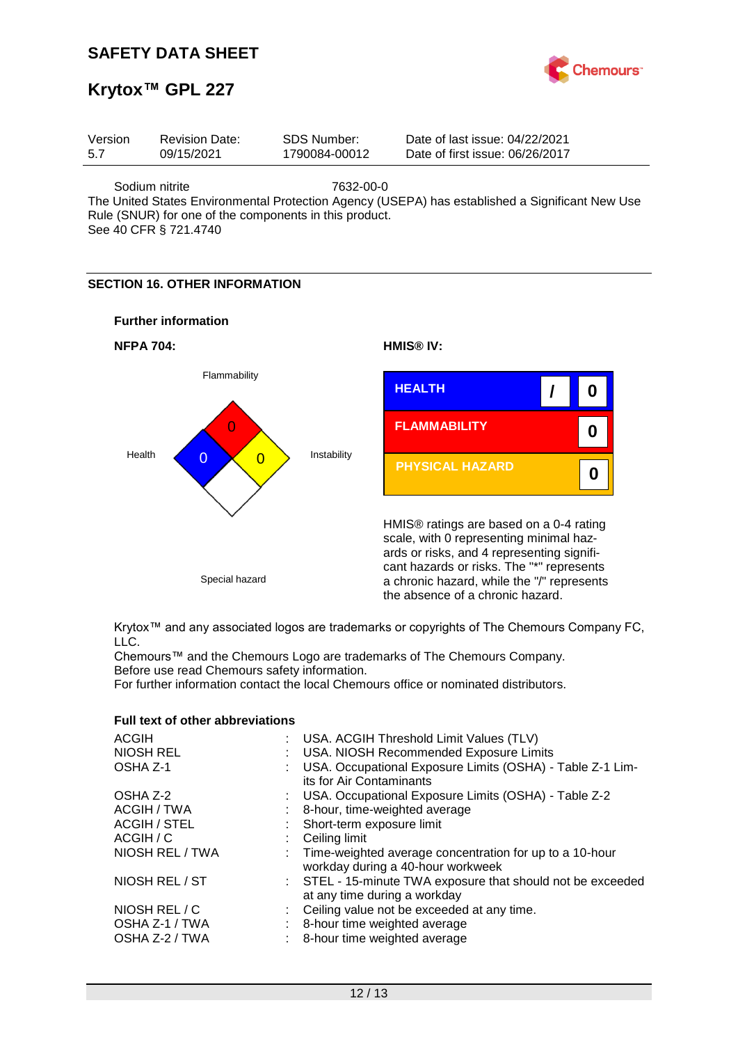Sodium nitrite 7632-00-0

The United States Environmental Protection Agency (USEPA) has established a Significant New Use Rule (SNUR) for one of the components in this product.
See 40 CFR § 721.4740

## SECTION 16. OTHER INFORMATION

### Further information

**NFPA 704:**

Flammability: 0
Health: 0
Instability: 0
Special hazard

**HMIS® IV:**

| | | |
|---|---|---|
| HEALTH | / | 0 |
| FLAMMABILITY | | 0 |
| PHYSICAL HAZARD | | 0 |

HMIS® ratings are based on a 0-4 rating scale, with 0 representing minimal hazards or risks, and 4 representing significant hazards or risks. The "*" represents a chronic hazard, while the "/" represents the absence of a chronic hazard.

Krytox™ and any associated logos are trademarks or copyrights of The Chemours Company FC, LLC.
Chemours™ and the Chemours Logo are trademarks of The Chemours Company.
Before use read Chemours safety information.
For further information contact the local Chemours office or nominated distributors.

### Full text of other abbreviations

| | | |
|---|---|---|
| ACGIH | : | USA. ACGIH Threshold Limit Values (TLV) |
| NIOSH REL | : | USA. NIOSH Recommended Exposure Limits |
| OSHA Z-1 | : | USA. Occupational Exposure Limits (OSHA) - Table Z-1 Limits for Air Contaminants |
| OSHA Z-2 | : | USA. Occupational Exposure Limits (OSHA) - Table Z-2 |
| ACGIH / TWA | : | 8-hour, time-weighted average |
| ACGIH / STEL | : | Short-term exposure limit |
| ACGIH / C | : | Ceiling limit |
| NIOSH REL / TWA | : | Time-weighted average concentration for up to a 10-hour workday during a 40-hour workweek |
| NIOSH REL / ST | : | STEL - 15-minute TWA exposure that should not be exceeded at any time during a workday |
| NIOSH REL / C | : | Ceiling value not be exceeded at any time. |
| OSHA Z-1 / TWA | : | 8-hour time weighted average |
| OSHA Z-2 / TWA | : | 8-hour time weighted average |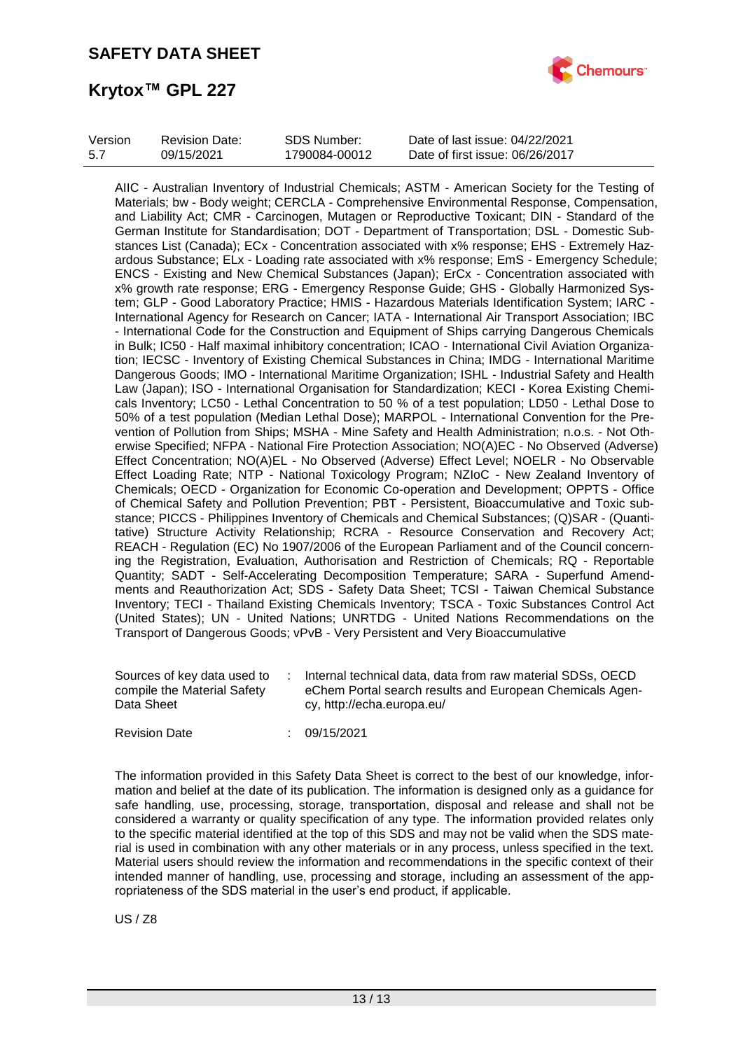AIIC - Australian Inventory of Industrial Chemicals; ASTM - American Society for the Testing of Materials; bw - Body weight; CERCLA - Comprehensive Environmental Response, Compensation, and Liability Act; CMR - Carcinogen, Mutagen or Reproductive Toxicant; DIN - Standard of the German Institute for Standardisation; DOT - Department of Transportation; DSL - Domestic Substances List (Canada); ECx - Concentration associated with x% response; EHS - Extremely Hazardous Substance; ELx - Loading rate associated with x% response; EmS - Emergency Schedule; ENCS - Existing and New Chemical Substances (Japan); ErCx - Concentration associated with x% growth rate response; ERG - Emergency Response Guide; GHS - Globally Harmonized System; GLP - Good Laboratory Practice; HMIS - Hazardous Materials Identification System; IARC - International Agency for Research on Cancer; IATA - International Air Transport Association; IBC - International Code for the Construction and Equipment of Ships carrying Dangerous Chemicals in Bulk; IC50 - Half maximal inhibitory concentration; ICAO - International Civil Aviation Organization; IECSC - Inventory of Existing Chemical Substances in China; IMDG - International Maritime Dangerous Goods; IMO - International Maritime Organization; ISHL - Industrial Safety and Health Law (Japan); ISO - International Organisation for Standardization; KECI - Korea Existing Chemicals Inventory; LC50 - Lethal Concentration to 50 % of a test population; LD50 - Lethal Dose to 50% of a test population (Median Lethal Dose); MARPOL - International Convention for the Prevention of Pollution from Ships; MSHA - Mine Safety and Health Administration; n.o.s. - Not Otherwise Specified; NFPA - National Fire Protection Association; NO(A)EC - No Observed (Adverse) Effect Concentration; NO(A)EL - No Observed (Adverse) Effect Level; NOELR - No Observable Effect Loading Rate; NTP - National Toxicology Program; NZIoC - New Zealand Inventory of Chemicals; OECD - Organization for Economic Co-operation and Development; OPPTS - Office of Chemical Safety and Pollution Prevention; PBT - Persistent, Bioaccumulative and Toxic substance; PICCS - Philippines Inventory of Chemicals and Chemical Substances; (Q)SAR - (Quantitative) Structure Activity Relationship; RCRA - Resource Conservation and Recovery Act; REACH - Regulation (EC) No 1907/2006 of the European Parliament and of the Council concerning the Registration, Evaluation, Authorisation and Restriction of Chemicals; RQ - Reportable Quantity; SADT - Self-Accelerating Decomposition Temperature; SARA - Superfund Amendments and Reauthorization Act; SDS - Safety Data Sheet; TCSI - Taiwan Chemical Substance Inventory; TECI - Thailand Existing Chemicals Inventory; TSCA - Toxic Substances Control Act (United States); UN - United Nations; UNRTDG - United Nations Recommendations on the Transport of Dangerous Goods; vPvB - Very Persistent and Very Bioaccumulative

| | | |
|---|---|---|
| Sources of key data used to compile the Material Safety Data Sheet | : | Internal technical data, data from raw material SDSs, OECD eChem Portal search results and European Chemicals Agency, http://echa.europa.eu/ |
| Revision Date | : | 09/15/2021 |

The information provided in this Safety Data Sheet is correct to the best of our knowledge, information and belief at the date of its publication. The information is designed only as a guidance for safe handling, use, processing, storage, transportation, disposal and release and shall not be considered a warranty or quality specification of any type. The information provided relates only to the specific material identified at the top of this SDS and may not be valid when the SDS material is used in combination with any other materials or in any process, unless specified in the text. Material users should review the information and recommendations in the specific context of their intended manner of handling, use, processing and storage, including an assessment of the appropriateness of the SDS material in the user's end product, if applicable.

US / Z8